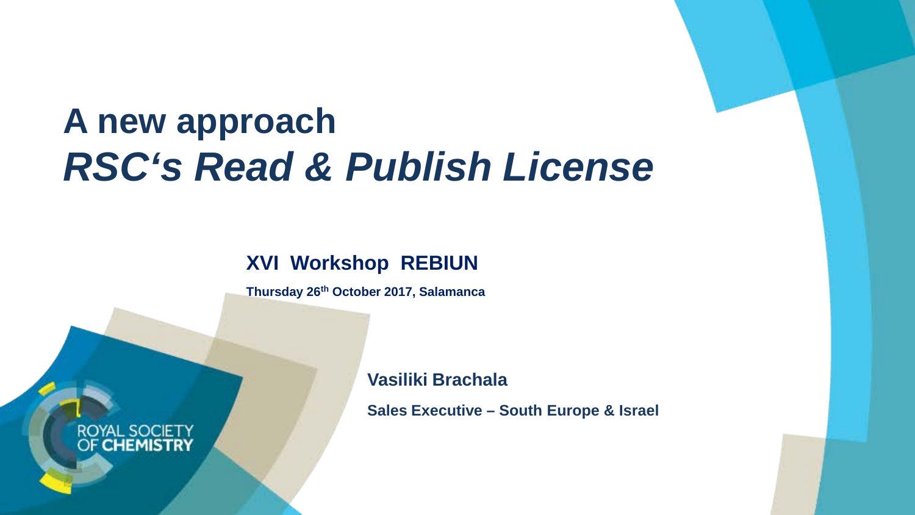# A new approach *RSC's Read & Publish License*

**XVI Workshop REBIUN**

**Thursday 26th October 2017, Salamanca**

**Vasiliki Brachala**

**Sales Executive – South Europe & Israel**

ROYAL SOCIETY OF CHEMISTRY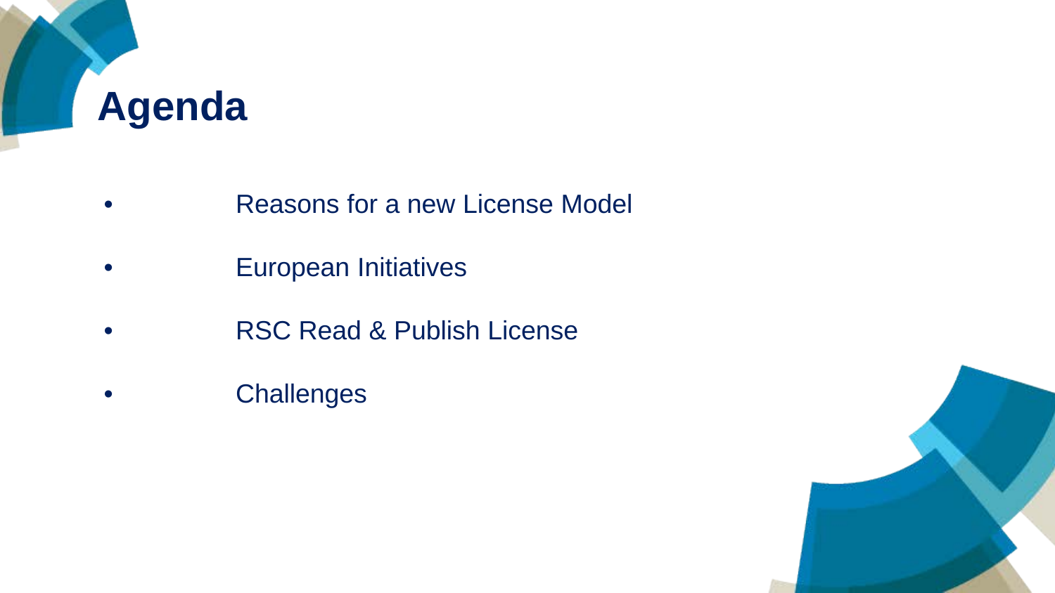# Agenda

- Reasons for a new License Model
- European Initiatives
- RSC Read & Publish License
- Challenges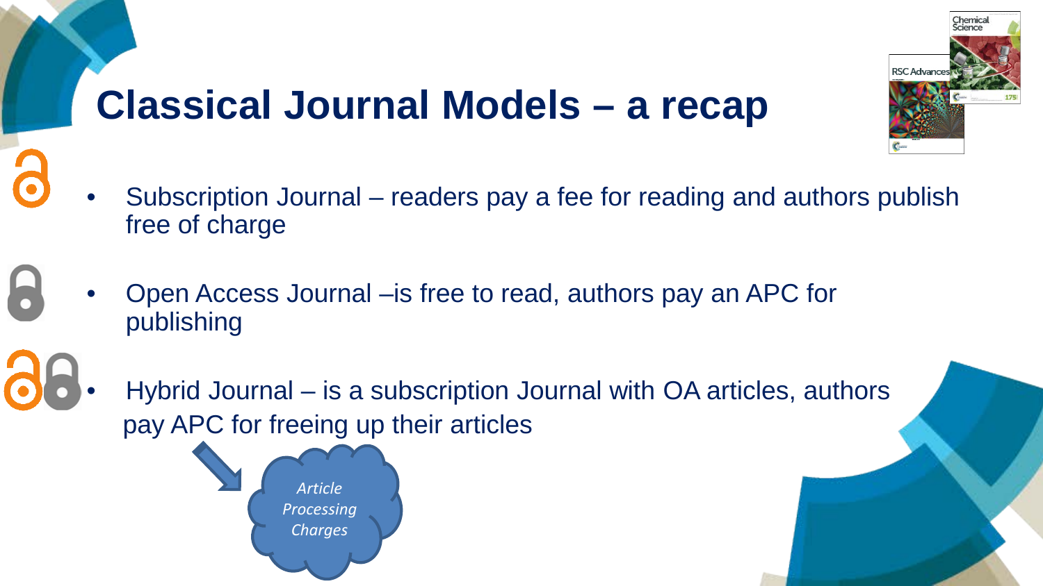# Classical Journal Models – a recap

- Subscription Journal – readers pay a fee for reading and authors publish free of charge
- Open Access Journal –is free to read, authors pay an APC for publishing
- Hybrid Journal – is a subscription Journal with OA articles, authors pay APC for freeing up their articles

*Article Processing Charges*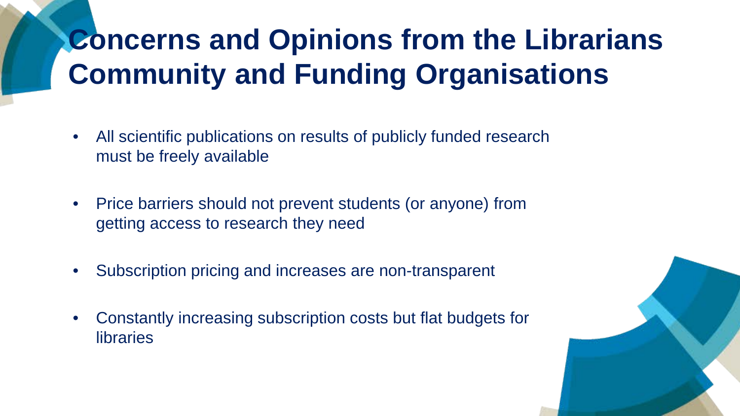# Concerns and Opinions from the Librarians Community and Funding Organisations

- All scientific publications on results of publicly funded research must be freely available
- Price barriers should not prevent students (or anyone) from getting access to research they need
- Subscription pricing and increases are non-transparent
- Constantly increasing subscription costs but flat budgets for libraries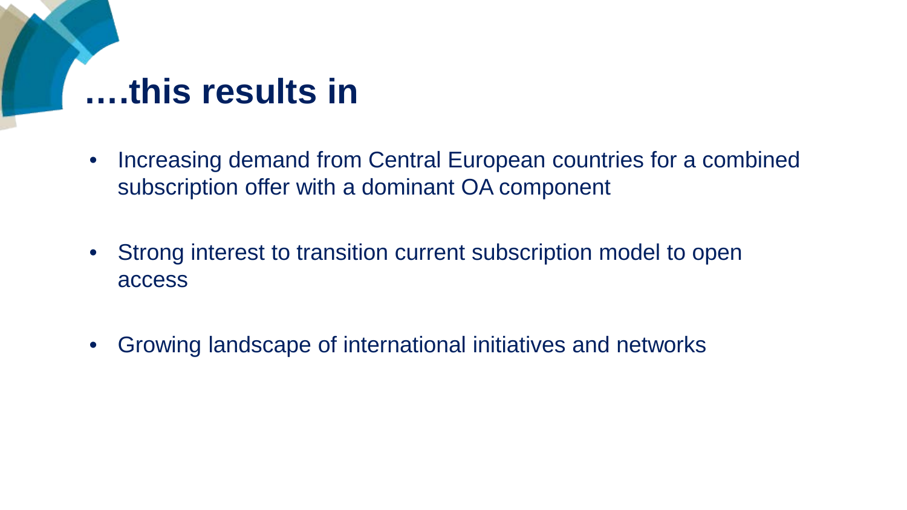# ….this results in

- Increasing demand from Central European countries for a combined subscription offer with a dominant OA component
- Strong interest to transition current subscription model to open access
- Growing landscape of international initiatives and networks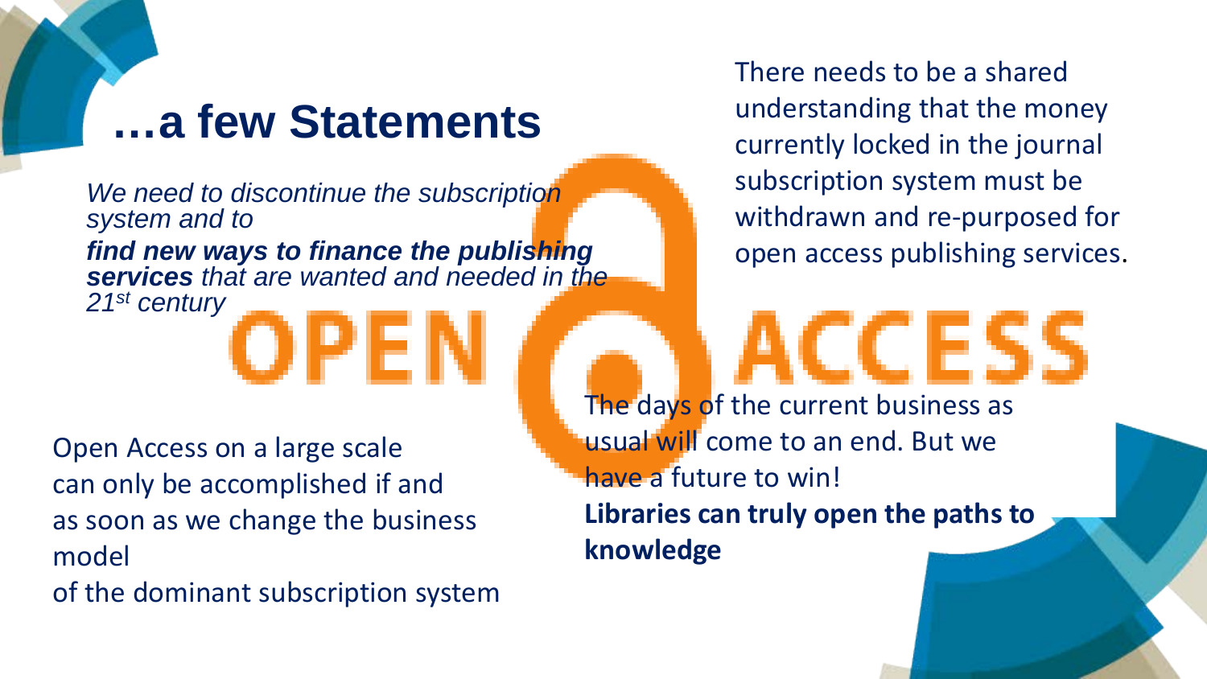# …a few Statements

*We need to discontinue the subscription system and to* ***find new ways to finance the publishing services*** *that are wanted and needed in the 21st century*

There needs to be a shared understanding that the money currently locked in the journal subscription system must be withdrawn and re-purposed for open access publishing services.

OPEN ACCESS

Open Access on a large scale can only be accomplished if and as soon as we change the business model of the dominant subscription system

The days of the current business as usual will come to an end. But we have a future to win!
**Libraries can truly open the paths to knowledge**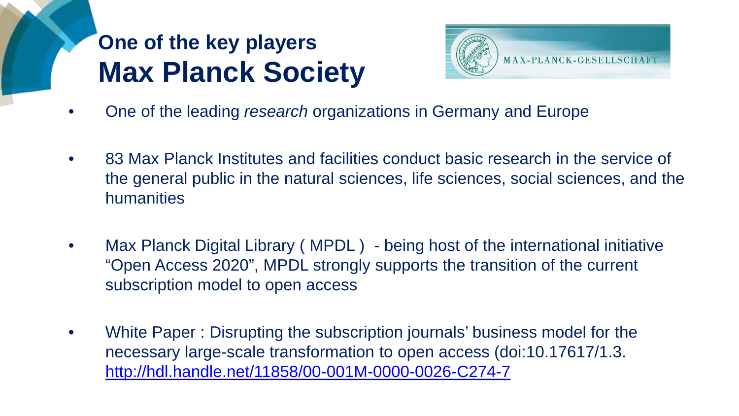## One of the key players
# Max Planck Society

MAX-PLANCK-GESELLSCHAFT

- One of the leading *research* organizations in Germany and Europe
- 83 Max Planck Institutes and facilities conduct basic research in the service of the general public in the natural sciences, life sciences, social sciences, and the humanities
- Max Planck Digital Library ( MPDL ) - being host of the international initiative “Open Access 2020”, MPDL strongly supports the transition of the current subscription model to open access
- White Paper : Disrupting the subscription journals’ business model for the necessary large-scale transformation to open access (doi:10.17617/1.3. http://hdl.handle.net/11858/00-001M-0000-0026-C274-7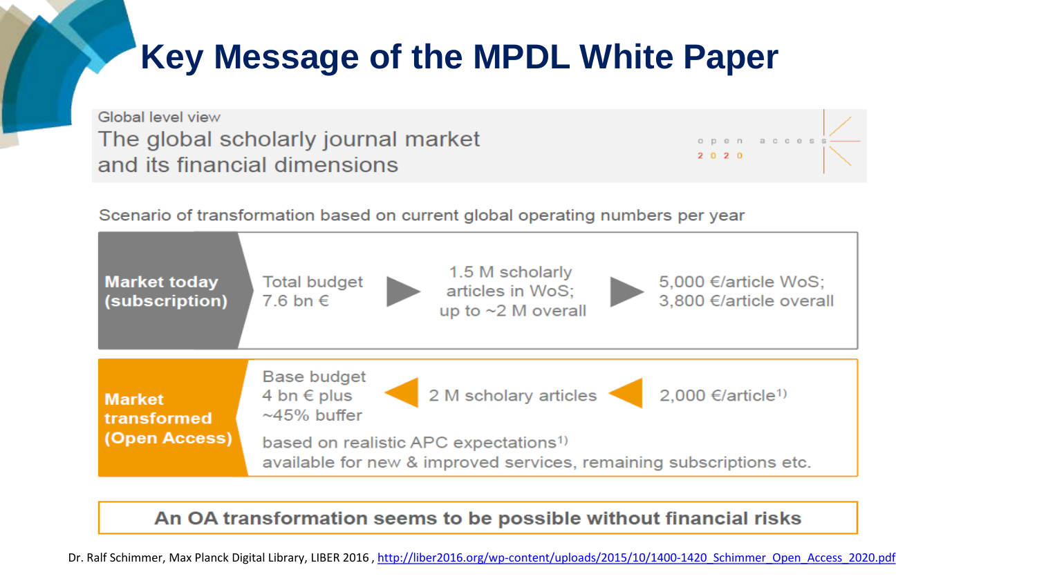# Key Message of the MPDL White Paper

Global level view

The global scholarly journal market and its financial dimensions

open access 2020

Scenario of transformation based on current global operating numbers per year

| | | | | | |
|---|---|---|---|---|---|
| **Market today (subscription)** | Total budget 7.6 bn € | ▶ | 1.5 M scholarly articles in WoS; up to ~2 M overall | ▶ | 5,000 €/article WoS; 3,800 €/article overall |
| **Market transformed (Open Access)** | Base budget 4 bn € plus ~45% buffer | ◀ | 2 M scholary articles | ◀ | 2,000 €/article[1)] |

based on realistic APC expectations[1)]

available for new & improved services, remaining subscriptions etc.

**An OA transformation seems to be possible without financial risks**

Dr. Ralf Schimmer, Max Planck Digital Library, LIBER 2016 , http://liber2016.org/wp-content/uploads/2015/10/1400-1420_Schimmer_Open_Access_2020.pdf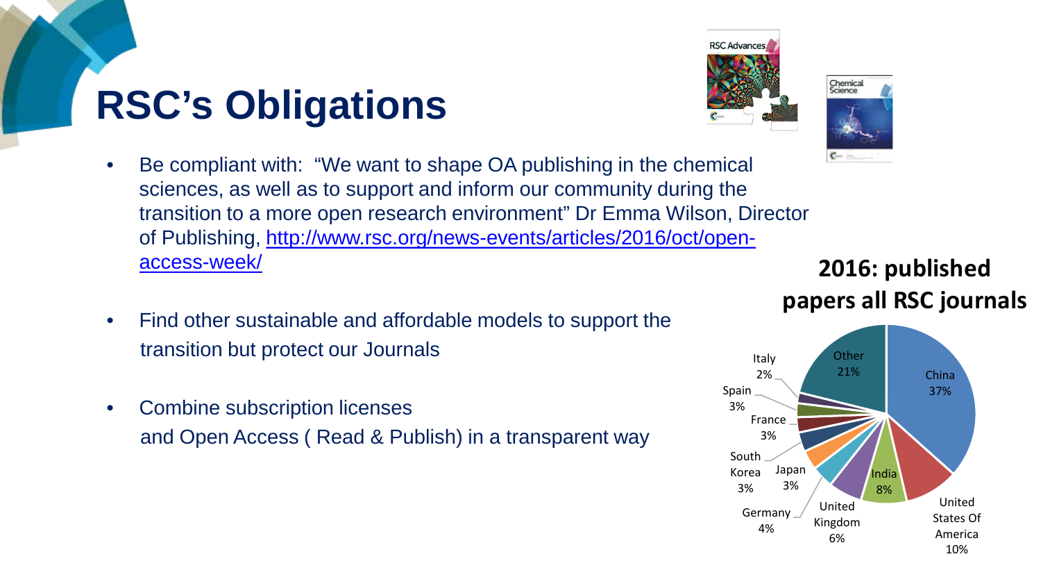# RSC's Obligations

- Be compliant with: "We want to shape OA publishing in the chemical sciences, as well as to support and inform our community during the transition to a more open research environment" Dr Emma Wilson, Director of Publishing, http://www.rsc.org/news-events/articles/2016/oct/open-access-week/

- Find other sustainable and affordable models to support the transition but protect our Journals

- Combine subscription licenses and Open Access ( Read & Publish) in a transparent way

**2016: published papers all RSC journals**

| Country | Share |
|---|---|
| China | 37% |
| United States Of America | 10% |
| India | 8% |
| United Kingdom | 6% |
| Germany | 4% |
| Japan | 3% |
| South Korea | 3% |
| France | 3% |
| Spain | 3% |
| Italy | 2% |
| Other | 21% |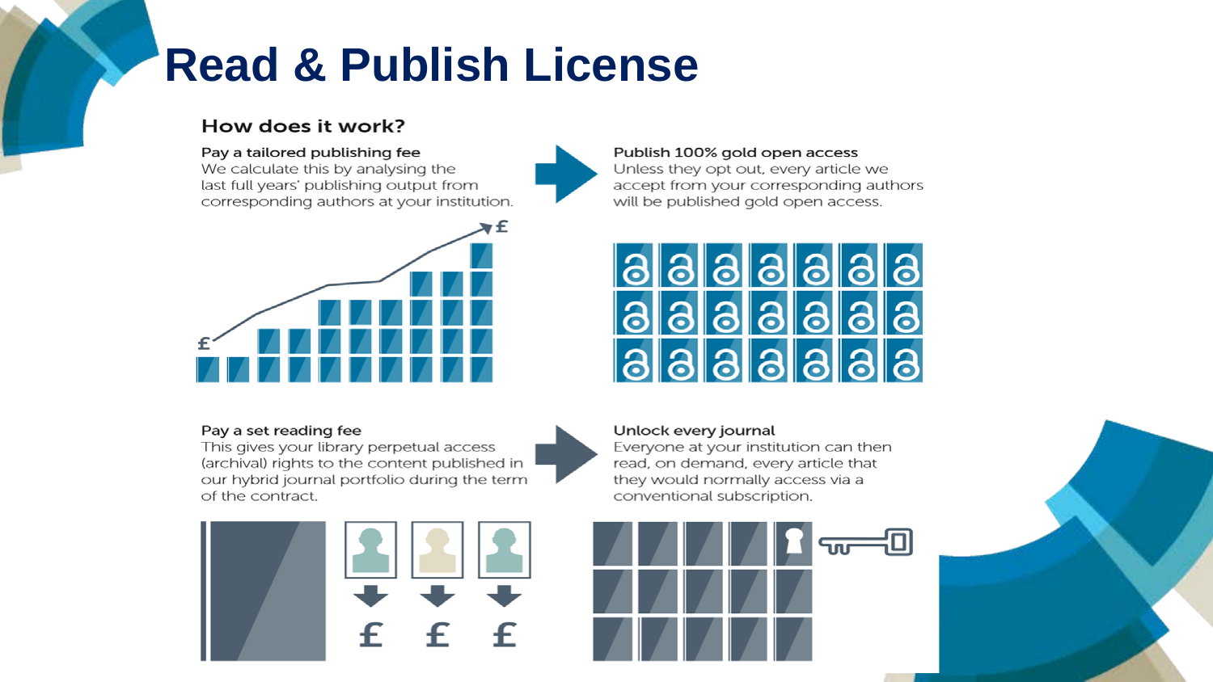# Read & Publish License

## How does it work?

**Pay a tailored publishing fee**
We calculate this by analysing the last full years' publishing output from corresponding authors at your institution.

**Publish 100% gold open access**
Unless they opt out, every article we accept from your corresponding authors will be published gold open access.

**Pay a set reading fee**
This gives your library perpetual access (archival) rights to the content published in our hybrid journal portfolio during the term of the contract.

**Unlock every journal**
Everyone at your institution can then read, on demand, every article that they would normally access via a conventional subscription.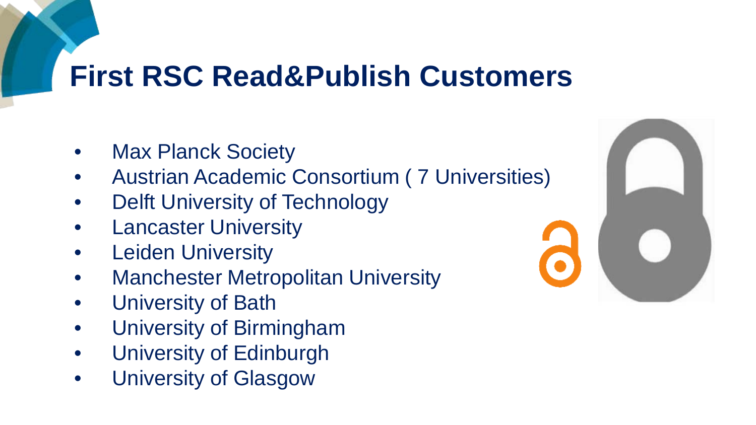# First RSC Read&Publish Customers

- Max Planck Society
- Austrian Academic Consortium ( 7 Universities)
- Delft University of Technology
- Lancaster University
- Leiden University
- Manchester Metropolitan University
- University of Bath
- University of Birmingham
- University of Edinburgh
- University of Glasgow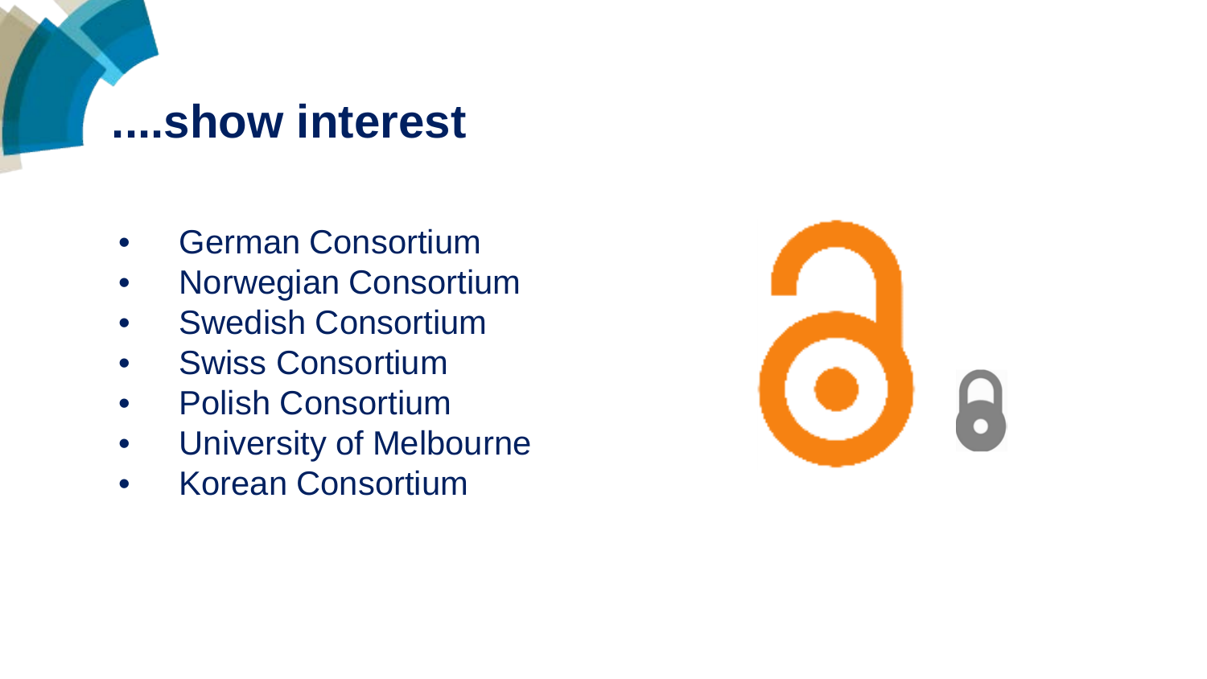# ....show interest

- German Consortium
- Norwegian Consortium
- Swedish Consortium
- Swiss Consortium
- Polish Consortium
- University of Melbourne
- Korean Consortium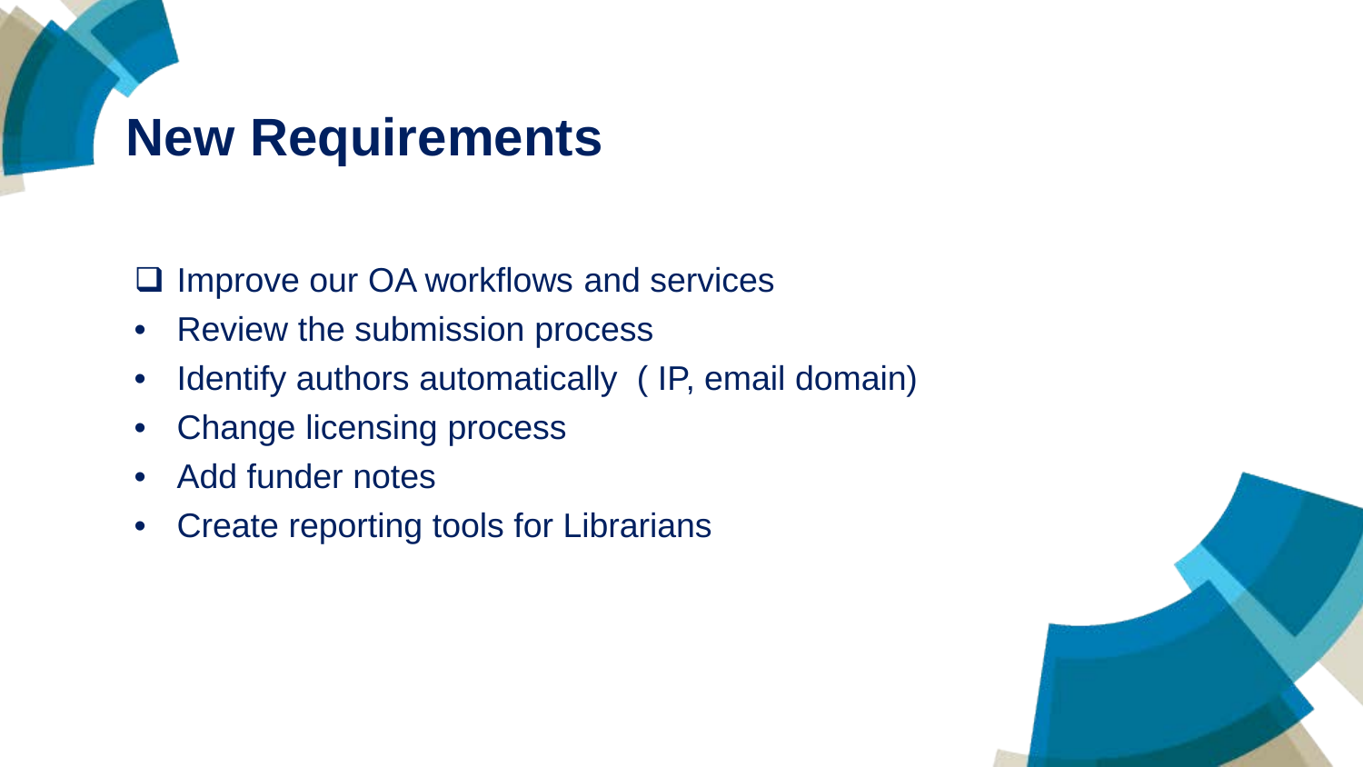# New Requirements

- [ ] Improve our OA workflows and services
- Review the submission process
- Identify authors automatically ( IP, email domain)
- Change licensing process
- Add funder notes
- Create reporting tools for Librarians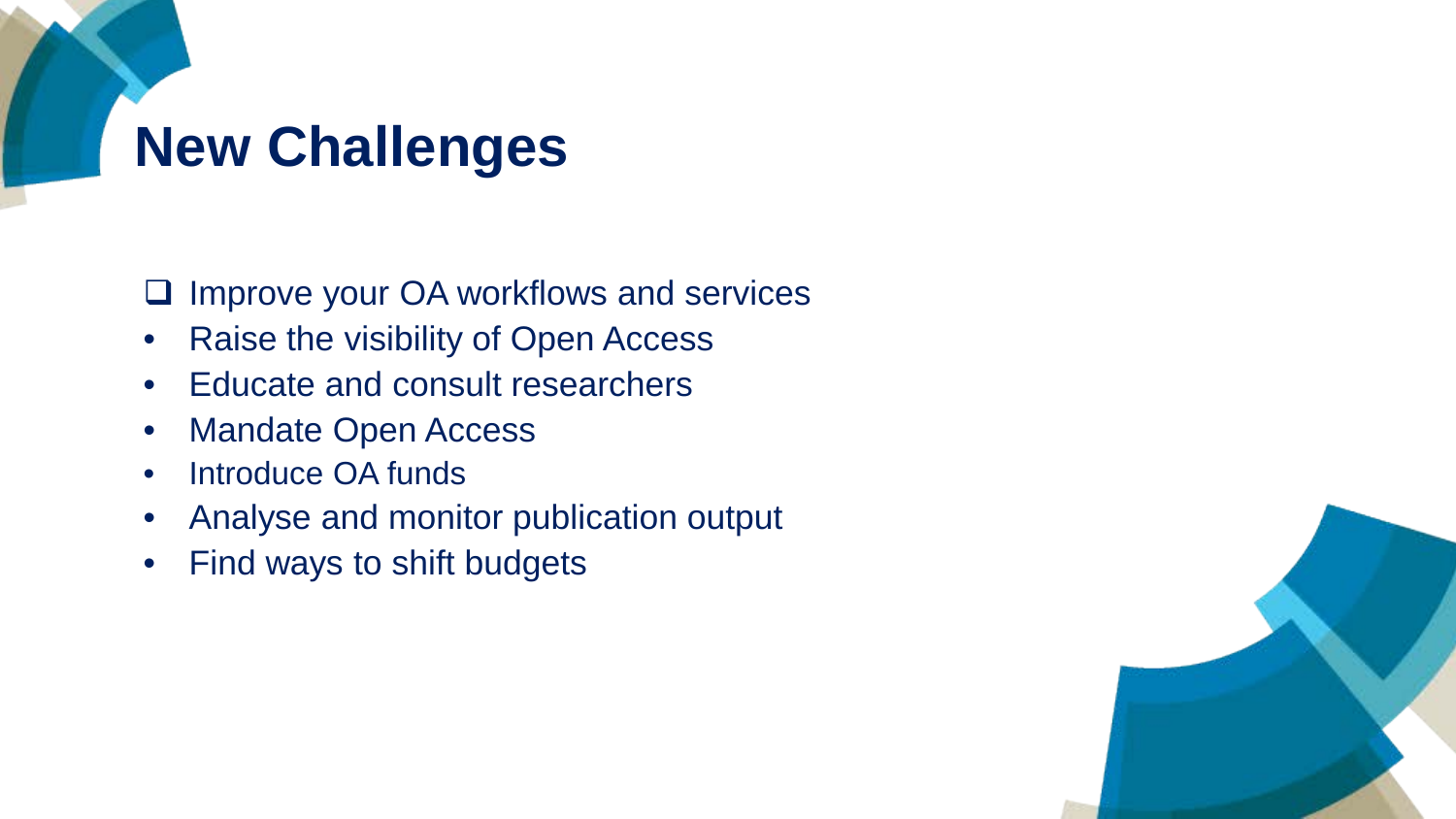# New Challenges

- [ ] Improve your OA workflows and services
- Raise the visibility of Open Access
- Educate and consult researchers
- Mandate Open Access
- Introduce OA funds
- Analyse and monitor publication output
- Find ways to shift budgets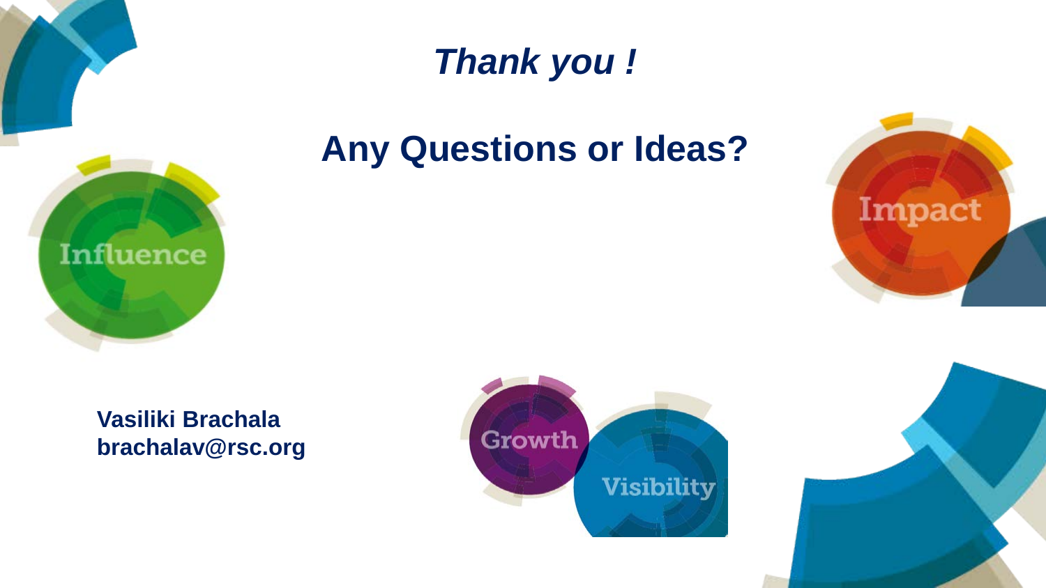# *Thank you !*

## Any Questions or Ideas?

**Vasiliki Brachala**
**brachalav@rsc.org**